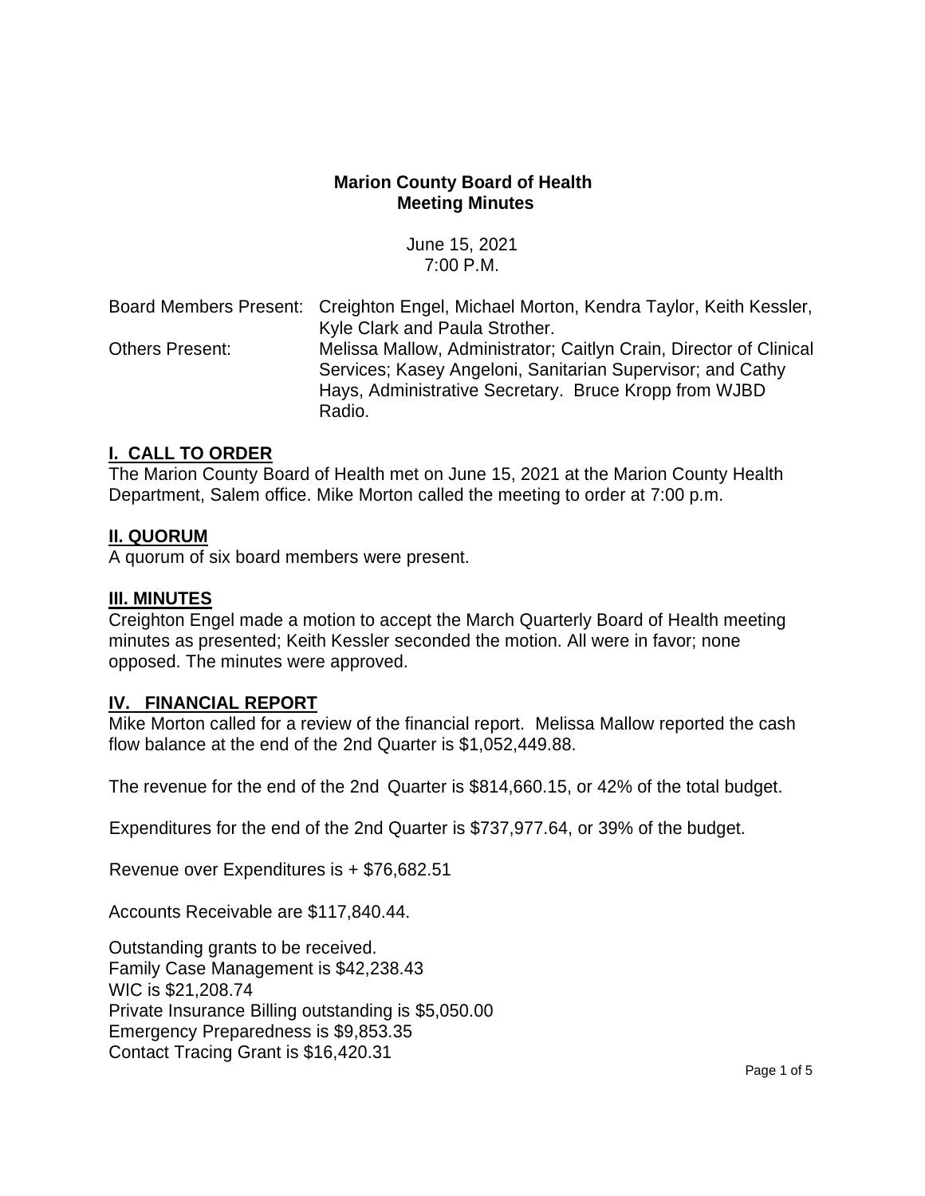# Marion County Board of Health
## Meeting Minutes

June 15, 2021
7:00 P.M.

| | |
|---|---|
| Board Members Present: | Creighton Engel, Michael Morton, Kendra Taylor, Keith Kessler, Kyle Clark and Paula Strother. |
| Others Present: | Melissa Mallow, Administrator; Caitlyn Crain, Director of Clinical Services; Kasey Angeloni, Sanitarian Supervisor; and Cathy Hays, Administrative Secretary. Bruce Kropp from WJBD Radio. |

### I. CALL TO ORDER

The Marion County Board of Health met on June 15, 2021 at the Marion County Health Department, Salem office. Mike Morton called the meeting to order at 7:00 p.m.

### II. QUORUM

A quorum of six board members were present.

### III. MINUTES

Creighton Engel made a motion to accept the March Quarterly Board of Health meeting minutes as presented; Keith Kessler seconded the motion. All were in favor; none opposed. The minutes were approved.

### IV. FINANCIAL REPORT

Mike Morton called for a review of the financial report. Melissa Mallow reported the cash flow balance at the end of the 2nd Quarter is $1,052,449.88.

The revenue for the end of the 2nd Quarter is $814,660.15, or 42% of the total budget.

Expenditures for the end of the 2nd Quarter is $737,977.64, or 39% of the budget.

Revenue over Expenditures is + $76,682.51

Accounts Receivable are $117,840.44.

Outstanding grants to be received.
Family Case Management is $42,238.43
WIC is $21,208.74
Private Insurance Billing outstanding is $5,050.00
Emergency Preparedness is $9,853.35
Contact Tracing Grant is $16,420.31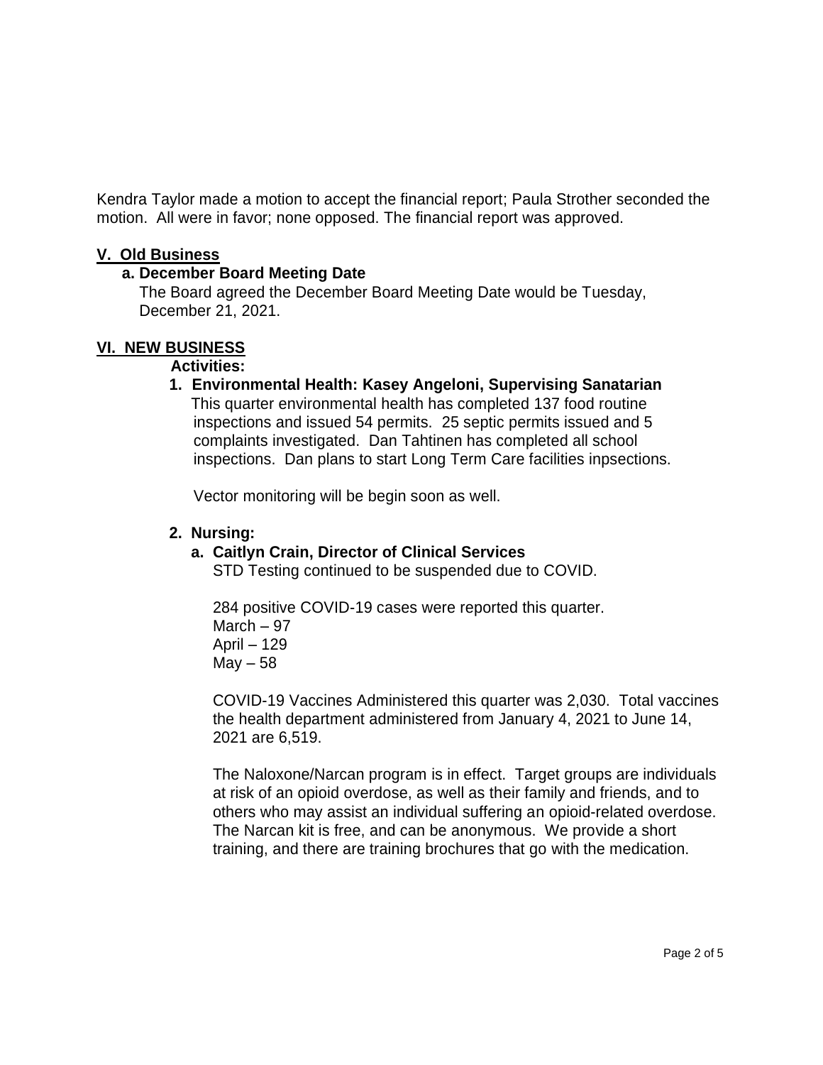Kendra Taylor made a motion to accept the financial report; Paula Strother seconded the motion. All were in favor; none opposed. The financial report was approved.

## V. Old Business

**a. December Board Meeting Date**

The Board agreed the December Board Meeting Date would be Tuesday, December 21, 2021.

## VI. NEW BUSINESS

**Activities:**

**1. Environmental Health: Kasey Angeloni, Supervising Sanatarian**

This quarter environmental health has completed 137 food routine inspections and issued 54 permits. 25 septic permits issued and 5 complaints investigated. Dan Tahtinen has completed all school inspections. Dan plans to start Long Term Care facilities inpsections.

Vector monitoring will be begin soon as well.

**2. Nursing:**

**a. Caitlyn Crain, Director of Clinical Services**

STD Testing continued to be suspended due to COVID.

284 positive COVID-19 cases were reported this quarter.
March – 97
April – 129
May – 58

COVID-19 Vaccines Administered this quarter was 2,030. Total vaccines the health department administered from January 4, 2021 to June 14, 2021 are 6,519.

The Naloxone/Narcan program is in effect. Target groups are individuals at risk of an opioid overdose, as well as their family and friends, and to others who may assist an individual suffering an opioid-related overdose. The Narcan kit is free, and can be anonymous. We provide a short training, and there are training brochures that go with the medication.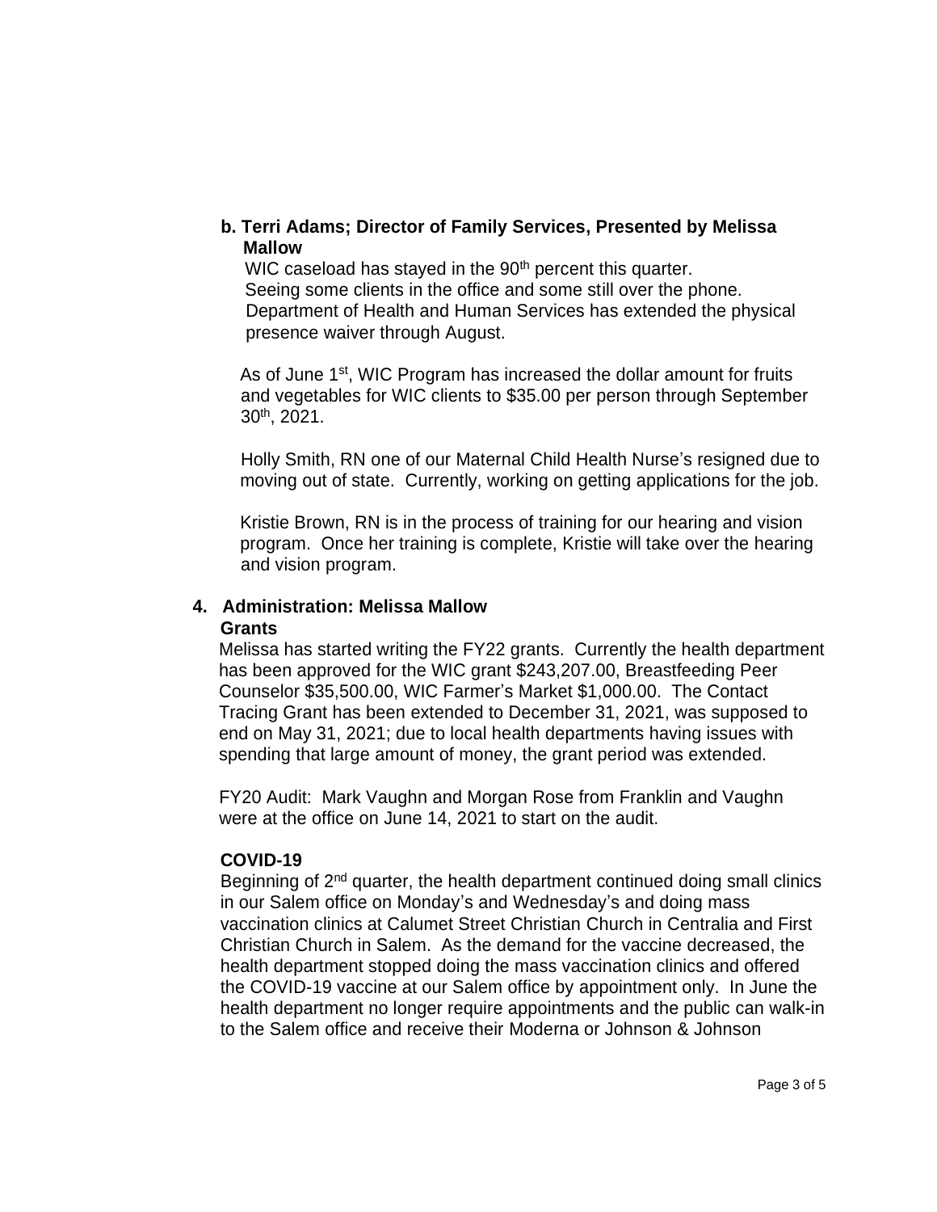**b. Terri Adams; Director of Family Services, Presented by Melissa Mallow**

WIC caseload has stayed in the 90th percent this quarter.
Seeing some clients in the office and some still over the phone.
Department of Health and Human Services has extended the physical presence waiver through August.

As of June 1st, WIC Program has increased the dollar amount for fruits and vegetables for WIC clients to $35.00 per person through September 30th, 2021.

Holly Smith, RN one of our Maternal Child Health Nurse's resigned due to moving out of state. Currently, working on getting applications for the job.

Kristie Brown, RN is in the process of training for our hearing and vision program. Once her training is complete, Kristie will take over the hearing and vision program.

**4. Administration: Melissa Mallow**

**Grants**

Melissa has started writing the FY22 grants. Currently the health department has been approved for the WIC grant $243,207.00, Breastfeeding Peer Counselor $35,500.00, WIC Farmer's Market $1,000.00. The Contact Tracing Grant has been extended to December 31, 2021, was supposed to end on May 31, 2021; due to local health departments having issues with spending that large amount of money, the grant period was extended.

FY20 Audit: Mark Vaughn and Morgan Rose from Franklin and Vaughn were at the office on June 14, 2021 to start on the audit.

**COVID-19**

Beginning of 2nd quarter, the health department continued doing small clinics in our Salem office on Monday's and Wednesday's and doing mass vaccination clinics at Calumet Street Christian Church in Centralia and First Christian Church in Salem. As the demand for the vaccine decreased, the health department stopped doing the mass vaccination clinics and offered the COVID-19 vaccine at our Salem office by appointment only. In June the health department no longer require appointments and the public can walk-in to the Salem office and receive their Moderna or Johnson & Johnson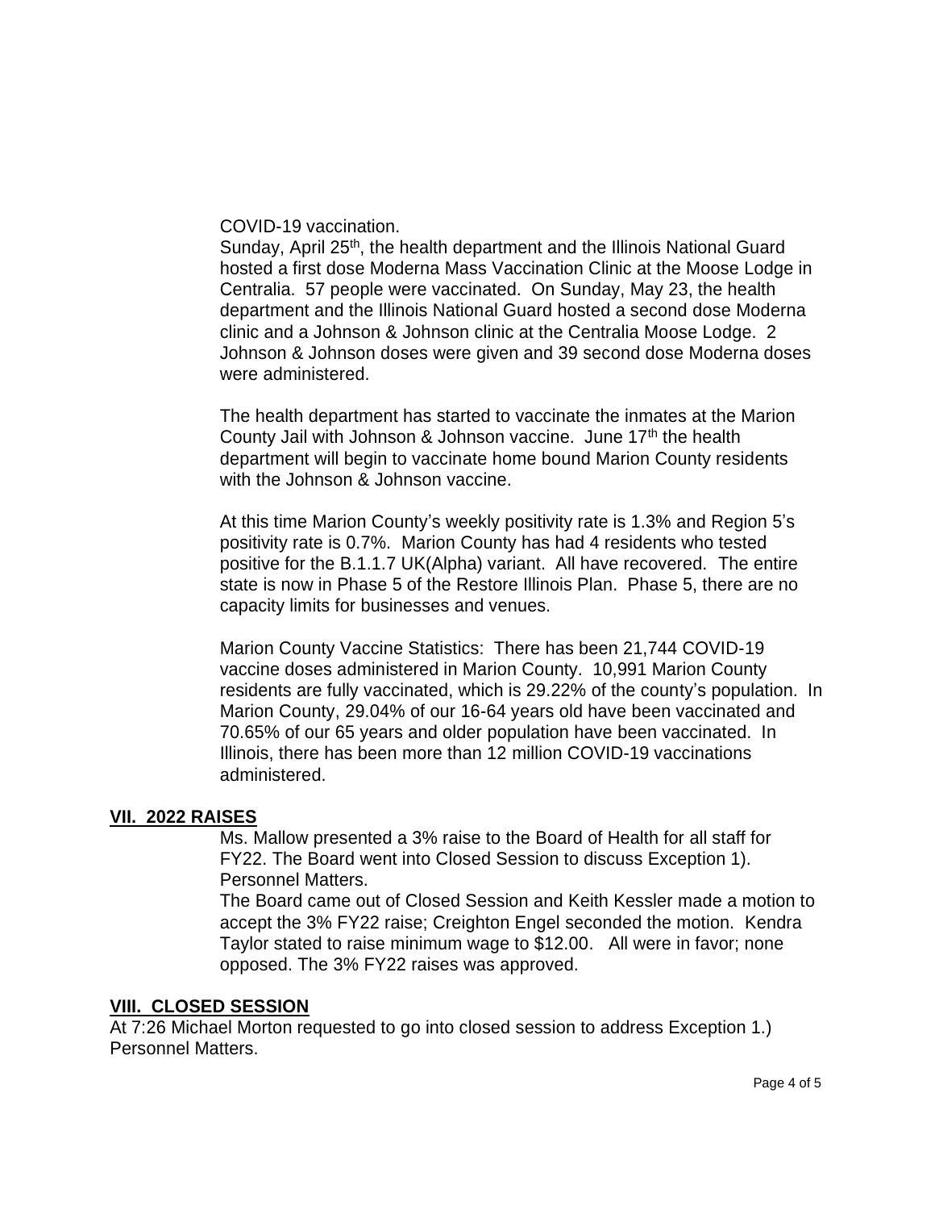COVID-19 vaccination.

Sunday, April 25th, the health department and the Illinois National Guard hosted a first dose Moderna Mass Vaccination Clinic at the Moose Lodge in Centralia. 57 people were vaccinated. On Sunday, May 23, the health department and the Illinois National Guard hosted a second dose Moderna clinic and a Johnson & Johnson clinic at the Centralia Moose Lodge. 2 Johnson & Johnson doses were given and 39 second dose Moderna doses were administered.

The health department has started to vaccinate the inmates at the Marion County Jail with Johnson & Johnson vaccine. June 17th the health department will begin to vaccinate home bound Marion County residents with the Johnson & Johnson vaccine.

At this time Marion County's weekly positivity rate is 1.3% and Region 5's positivity rate is 0.7%. Marion County has had 4 residents who tested positive for the B.1.1.7 UK(Alpha) variant. All have recovered. The entire state is now in Phase 5 of the Restore Illinois Plan. Phase 5, there are no capacity limits for businesses and venues.

Marion County Vaccine Statistics: There has been 21,744 COVID-19 vaccine doses administered in Marion County. 10,991 Marion County residents are fully vaccinated, which is 29.22% of the county's population. In Marion County, 29.04% of our 16-64 years old have been vaccinated and 70.65% of our 65 years and older population have been vaccinated. In Illinois, there has been more than 12 million COVID-19 vaccinations administered.

## **VII. 2022 RAISES**

Ms. Mallow presented a 3% raise to the Board of Health for all staff for FY22. The Board went into Closed Session to discuss Exception 1). Personnel Matters.

The Board came out of Closed Session and Keith Kessler made a motion to accept the 3% FY22 raise; Creighton Engel seconded the motion. Kendra Taylor stated to raise minimum wage to $12.00. All were in favor; none opposed. The 3% FY22 raises was approved.

## **VIII. CLOSED SESSION**

At 7:26 Michael Morton requested to go into closed session to address Exception 1.) Personnel Matters.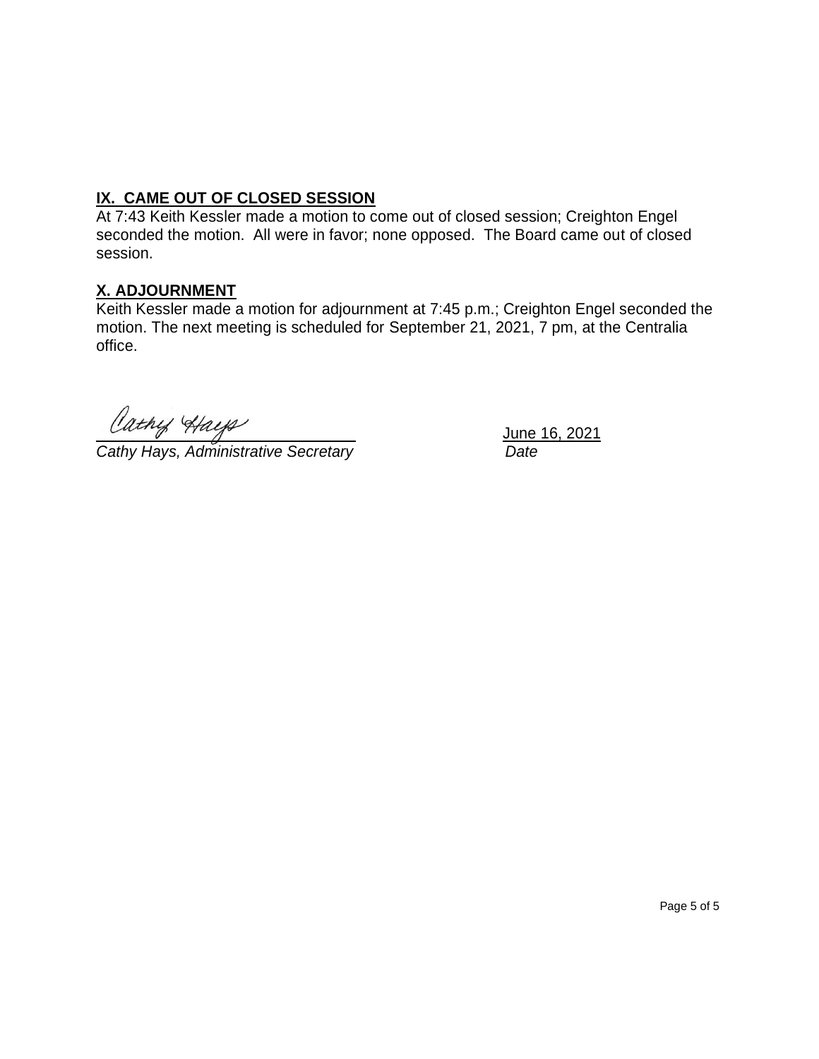## IX. CAME OUT OF CLOSED SESSION

At 7:43 Keith Kessler made a motion to come out of closed session; Creighton Engel seconded the motion. All were in favor; none opposed. The Board came out of closed session.

## X. ADJOURNMENT

Keith Kessler made a motion for adjournment at 7:45 p.m.; Creighton Engel seconded the motion. The next meeting is scheduled for September 21, 2021, 7 pm, at the Centralia office.

Cathy Hays

*Cathy Hays, Administrative Secretary*

June 16, 2021

*Date*